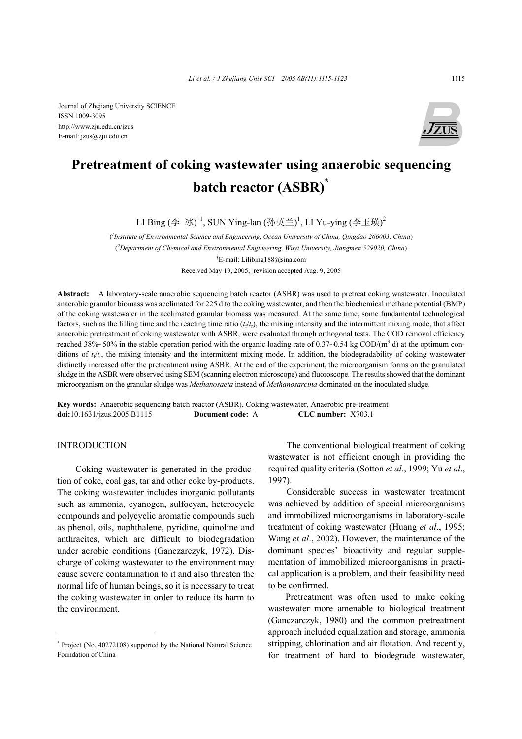Journal of Zhejiang University SCIENCE
ISSN 1009-3095
http://www.zju.edu.cn/jzus
E-mail: jzus@zju.edu.cn

# Pretreatment of coking wastewater using anaerobic sequencing batch reactor (ASBR)*

LI Bing (李 冰)[†1], SUN Ying-lan (孙英兰)[1], LI Yu-ying (李玉瑛)[2]

([1]*Institute of Environmental Science and Engineering, Ocean University of China, Qingdao 266003, China*)
([2]*Department of Chemical and Environmental Engineering, Wuyi University, Jiangmen 529020, China*)
[†]E-mail: Lilibing188@sina.com
Received May 19, 2005; revision accepted Aug. 9, 2005

**Abstract:** A laboratory-scale anaerobic sequencing batch reactor (ASBR) was used to pretreat coking wastewater. Inoculated anaerobic granular biomass was acclimated for 225 d to the coking wastewater, and then the biochemical methane potential (BMP) of the coking wastewater in the acclimated granular biomass was measured. At the same time, some fundamental technological factors, such as the filling time and the reacting time ratio ($t_f/t_r$), the mixing intensity and the intermittent mixing mode, that affect anaerobic pretreatment of coking wastewater with ASBR, were evaluated through orthogonal tests. The COD removal efficiency reached 38%~50% in the stable operation period with the organic loading rate of 0.37~0.54 kg COD/($m^3$·d) at the optimum conditions of $t_f/t_r$, the mixing intensity and the intermittent mixing mode. In addition, the biodegradability of coking wastewater distinctly increased after the pretreatment using ASBR. At the end of the experiment, the microorganism forms on the granulated sludge in the ASBR were observed using SEM (scanning electron microscope) and fluoroscope. The results showed that the dominant microorganism on the granular sludge was *Methanosaeta* instead of *Methanosarcina* dominated on the inoculated sludge.

**Key words:** Anaerobic sequencing batch reactor (ASBR), Coking wastewater, Anaerobic pre-treatment
**doi:**10.1631/jzus.2005.B1115 **Document code:** A **CLC number:** X703.1

## INTRODUCTION

Coking wastewater is generated in the production of coke, coal gas, tar and other coke by-products. The coking wastewater includes inorganic pollutants such as ammonia, cyanogen, sulfocyan, heterocycle compounds and polycyclic aromatic compounds such as phenol, oils, naphthalene, pyridine, quinoline and anthracites, which are difficult to biodegradation under aerobic conditions (Ganczarczyk, 1972). Discharge of coking wastewater to the environment may cause severe contamination to it and also threaten the normal life of human beings, so it is necessary to treat the coking wastewater in order to reduce its harm to the environment.

The conventional biological treatment of coking wastewater is not efficient enough in providing the required quality criteria (Sotton *et al*., 1999; Yu *et al*., 1997).

Considerable success in wastewater treatment was achieved by addition of special microorganisms and immobilized microorganisms in laboratory-scale treatment of coking wastewater (Huang *et al*., 1995; Wang *et al*., 2002). However, the maintenance of the dominant species' bioactivity and regular supplementation of immobilized microorganisms in practical application is a problem, and their feasibility need to be confirmed.

Pretreatment was often used to make coking wastewater more amenable to biological treatment (Ganczarczyk, 1980) and the common pretreatment approach included equalization and storage, ammonia stripping, chlorination and air flotation. And recently, for treatment of hard to biodegrade wastewater,

---

* Project (No. 40272108) supported by the National Natural Science Foundation of China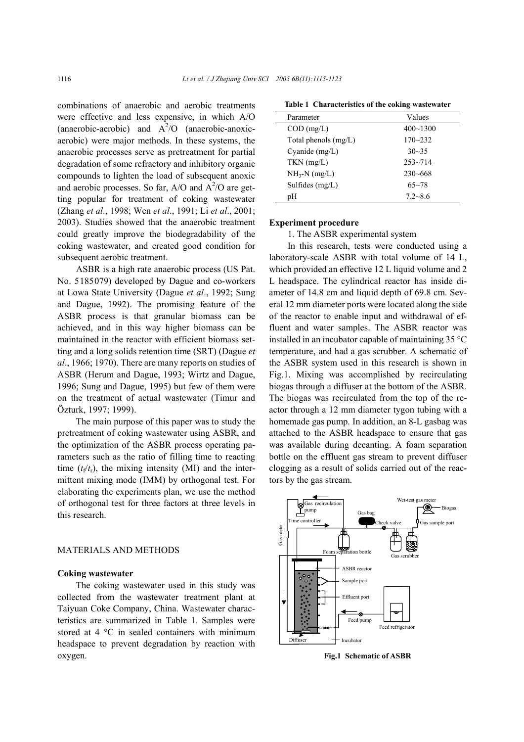combinations of anaerobic and aerobic treatments were effective and less expensive, in which A/O (anaerobic-aerobic) and $A^2$/O (anaerobic-anoxic-aerobic) were major methods. In these systems, the anaerobic processes serve as pretreatment for partial degradation of some refractory and inhibitory organic compounds to lighten the load of subsequent anoxic and aerobic processes. So far, A/O and $A^2$/O are getting popular for treatment of coking wastewater (Zhang *et al*., 1998; Wen *et al*., 1991; Li *et al*., 2001; 2003). Studies showed that the anaerobic treatment could greatly improve the biodegradability of the coking wastewater, and created good condition for subsequent aerobic treatment.

ASBR is a high rate anaerobic process (US Pat. No. 5185079) developed by Dague and co-workers at Lowa State University (Dague *et al*., 1992; Sung and Dague, 1992). The promising feature of the ASBR process is that granular biomass can be achieved, and in this way higher biomass can be maintained in the reactor with efficient biomass setting and a long solids retention time (SRT) (Dague *et al*., 1966; 1970). There are many reports on studies of ASBR (Herum and Dague, 1993; Wirtz and Dague, 1996; Sung and Dague, 1995) but few of them were on the treatment of actual wastewater (Timur and Özturk, 1997; 1999).

The main purpose of this paper was to study the pretreatment of coking wastewater using ASBR, and the optimization of the ASBR process operating parameters such as the ratio of filling time to reacting time ($t_f/t_r$), the mixing intensity (MI) and the intermittent mixing mode (IMM) by orthogonal test. For elaborating the experiments plan, we use the method of orthogonal test for three factors at three levels in this research.

## MATERIALS AND METHODS

### Coking wastewater

The coking wastewater used in this study was collected from the wastewater treatment plant at Taiyuan Coke Company, China. Wastewater characteristics are summarized in Table 1. Samples were stored at 4 °C in sealed containers with minimum headspace to prevent degradation by reaction with oxygen.

**Table 1 Characteristics of the coking wastewater**

| Parameter | Values |
|---|---|
| COD (mg/L) | 400~1300 |
| Total phenols (mg/L) | 170~232 |
| Cyanide (mg/L) | 30~35 |
| TKN (mg/L) | 253~714 |
| $NH_3$-N (mg/L) | 230~668 |
| Sulfides (mg/L) | 65~78 |
| pH | 7.2~8.6 |

### Experiment procedure

1. The ASBR experimental system

In this research, tests were conducted using a laboratory-scale ASBR with total volume of 14 L, which provided an effective 12 L liquid volume and 2 L headspace. The cylindrical reactor has inside diameter of 14.8 cm and liquid depth of 69.8 cm. Several 12 mm diameter ports were located along the side of the reactor to enable input and withdrawal of effluent and water samples. The ASBR reactor was installed in an incubator capable of maintaining 35 °C temperature, and had a gas scrubber. A schematic of the ASBR system used in this research is shown in Fig.1. Mixing was accomplished by recirculating biogas through a diffuser at the bottom of the ASBR. The biogas was recirculated from the top of the reactor through a 12 mm diameter tygon tubing with a homemade gas pump. In addition, an 8-L gasbag was attached to the ASBR headspace to ensure that gas was available during decanting. A foam separation bottle on the effluent gas stream to prevent diffuser clogging as a result of solids carried out of the reactors by the gas stream.

**Fig.1 Schematic of ASBR**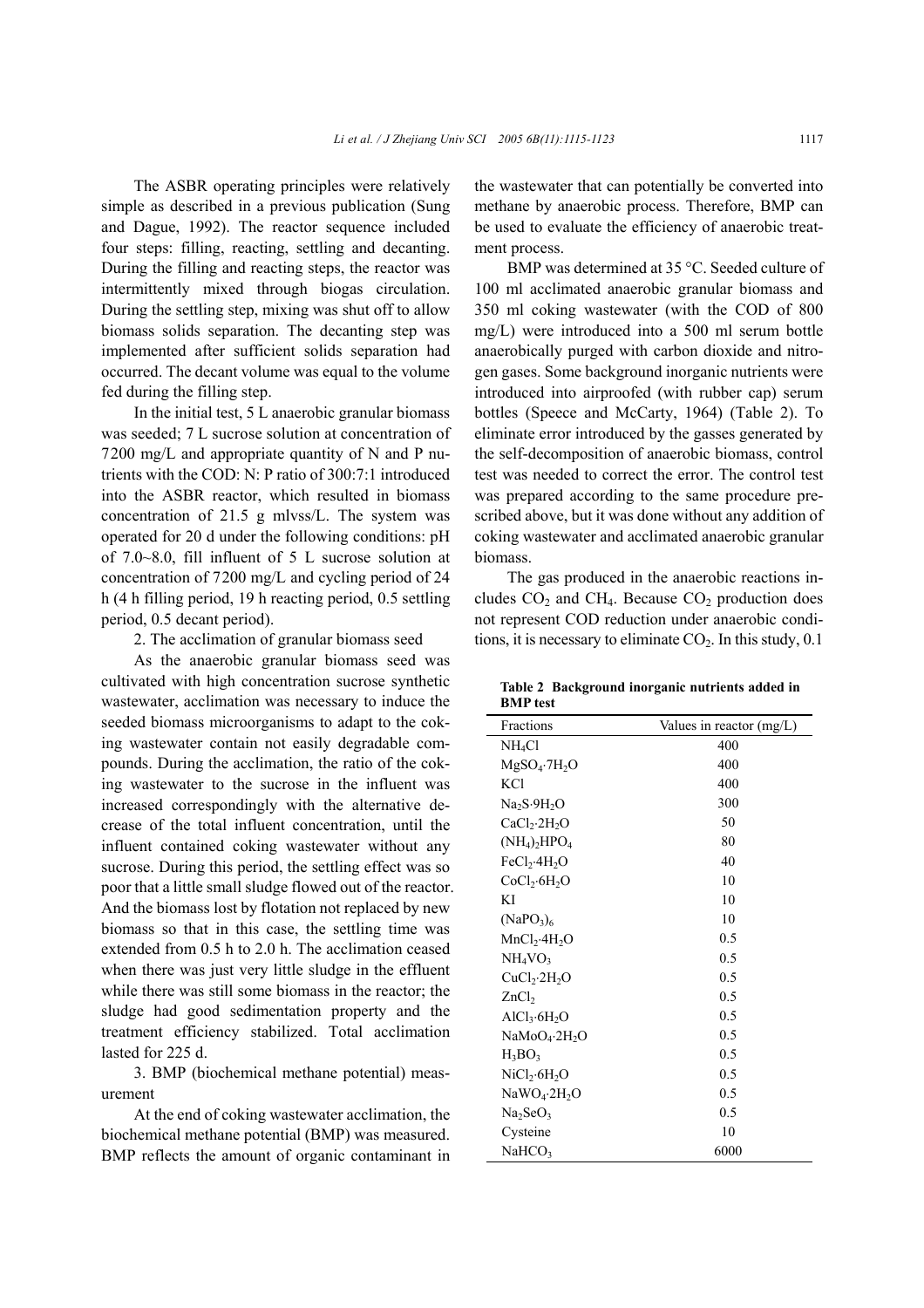The ASBR operating principles were relatively simple as described in a previous publication (Sung and Dague, 1992). The reactor sequence included four steps: filling, reacting, settling and decanting. During the filling and reacting steps, the reactor was intermittently mixed through biogas circulation. During the settling step, mixing was shut off to allow biomass solids separation. The decanting step was implemented after sufficient solids separation had occurred. The decant volume was equal to the volume fed during the filling step.

In the initial test, 5 L anaerobic granular biomass was seeded; 7 L sucrose solution at concentration of 7200 mg/L and appropriate quantity of N and P nutrients with the COD: N: P ratio of 300:7:1 introduced into the ASBR reactor, which resulted in biomass concentration of 21.5 g mlvss/L. The system was operated for 20 d under the following conditions: pH of 7.0~8.0, fill influent of 5 L sucrose solution at concentration of 7200 mg/L and cycling period of 24 h (4 h filling period, 19 h reacting period, 0.5 settling period, 0.5 decant period).

2. The acclimation of granular biomass seed

As the anaerobic granular biomass seed was cultivated with high concentration sucrose synthetic wastewater, acclimation was necessary to induce the seeded biomass microorganisms to adapt to the coking wastewater contain not easily degradable compounds. During the acclimation, the ratio of the coking wastewater to the sucrose in the influent was increased correspondingly with the alternative decrease of the total influent concentration, until the influent contained coking wastewater without any sucrose. During this period, the settling effect was so poor that a little small sludge flowed out of the reactor. And the biomass lost by flotation not replaced by new biomass so that in this case, the settling time was extended from 0.5 h to 2.0 h. The acclimation ceased when there was just very little sludge in the effluent while there was still some biomass in the reactor; the sludge had good sedimentation property and the treatment efficiency stabilized. Total acclimation lasted for 225 d.

3. BMP (biochemical methane potential) measurement

At the end of coking wastewater acclimation, the biochemical methane potential (BMP) was measured. BMP reflects the amount of organic contaminant in the wastewater that can potentially be converted into methane by anaerobic process. Therefore, BMP can be used to evaluate the efficiency of anaerobic treatment process.

BMP was determined at 35 °C. Seeded culture of 100 ml acclimated anaerobic granular biomass and 350 ml coking wastewater (with the COD of 800 mg/L) were introduced into a 500 ml serum bottle anaerobically purged with carbon dioxide and nitrogen gases. Some background inorganic nutrients were introduced into airproofed (with rubber cap) serum bottles (Speece and McCarty, 1964) (Table 2). To eliminate error introduced by the gasses generated by the self-decomposition of anaerobic biomass, control test was needed to correct the error. The control test was prepared according to the same procedure prescribed above, but it was done without any addition of coking wastewater and acclimated anaerobic granular biomass.

The gas produced in the anaerobic reactions includes $CO_2$ and $CH_4$. Because $CO_2$ production does not represent COD reduction under anaerobic conditions, it is necessary to eliminate $CO_2$. In this study, 0.1

**Table 2 Background inorganic nutrients added in BMP test**

| Fractions | Values in reactor (mg/L) |
|---|---|
| $NH_4Cl$ | 400 |
| $MgSO_4 \cdot 7H_2O$ | 400 |
| $KCl$ | 400 |
| $Na_2S \cdot 9H_2O$ | 300 |
| $CaCl_2 \cdot 2H_2O$ | 50 |
| $(NH_4)_2HPO_4$ | 80 |
| $FeCl_2 \cdot 4H_2O$ | 40 |
| $CoCl_2 \cdot 6H_2O$ | 10 |
| KI | 10 |
| $(NaPO_3)_6$ | 10 |
| $MnCl_2 \cdot 4H_2O$ | 0.5 |
| $NH_4VO_3$ | 0.5 |
| $CuCl_2 \cdot 2H_2O$ | 0.5 |
| $ZnCl_2$ | 0.5 |
| $AlCl_3 \cdot 6H_2O$ | 0.5 |
| $NaMoO_4 \cdot 2H_2O$ | 0.5 |
| $H_3BO_3$ | 0.5 |
| $NiCl_2 \cdot 6H_2O$ | 0.5 |
| $NaWO_4 \cdot 2H_2O$ | 0.5 |
| $Na_2SeO_3$ | 0.5 |
| Cysteine | 10 |
| $NaHCO_3$ | 6000 |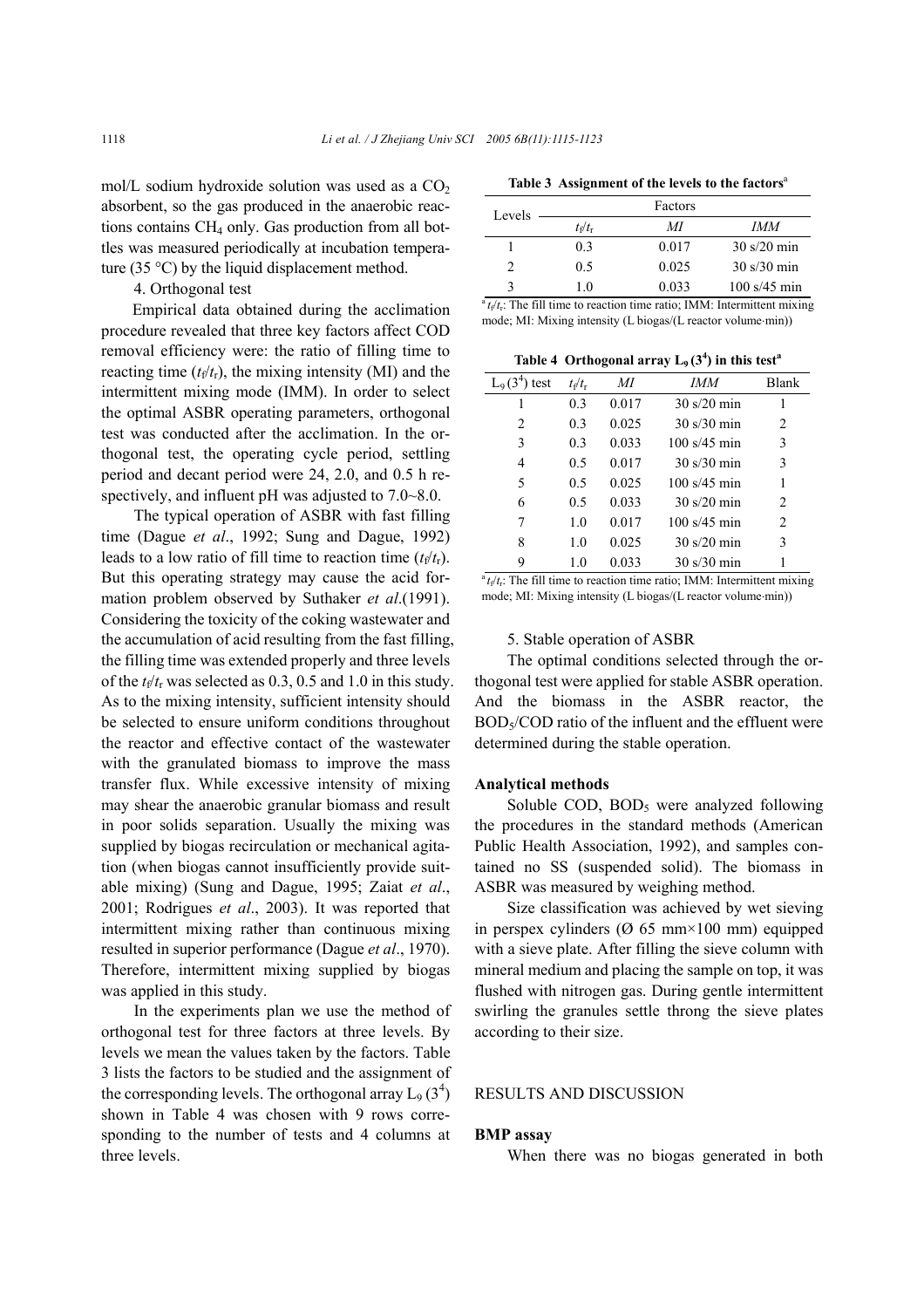mol/L sodium hydroxide solution was used as a $CO_2$ absorbent, so the gas produced in the anaerobic reactions contains $CH_4$ only. Gas production from all bottles was measured periodically at incubation temperature (35 °C) by the liquid displacement method.

4. Orthogonal test

Empirical data obtained during the acclimation procedure revealed that three key factors affect COD removal efficiency were: the ratio of filling time to reacting time ($t_f/t_r$), the mixing intensity (MI) and the intermittent mixing mode (IMM). In order to select the optimal ASBR operating parameters, orthogonal test was conducted after the acclimation. In the orthogonal test, the operating cycle period, settling period and decant period were 24, 2.0, and 0.5 h respectively, and influent pH was adjusted to 7.0~8.0.

The typical operation of ASBR with fast filling time (Dague *et al*., 1992; Sung and Dague, 1992) leads to a low ratio of fill time to reaction time ($t_f/t_r$). But this operating strategy may cause the acid formation problem observed by Suthaker *et al*.(1991). Considering the toxicity of the coking wastewater and the accumulation of acid resulting from the fast filling, the filling time was extended properly and three levels of the $t_f/t_r$ was selected as 0.3, 0.5 and 1.0 in this study. As to the mixing intensity, sufficient intensity should be selected to ensure uniform conditions throughout the reactor and effective contact of the wastewater with the granulated biomass to improve the mass transfer flux. While excessive intensity of mixing may shear the anaerobic granular biomass and result in poor solids separation. Usually the mixing was supplied by biogas recirculation or mechanical agitation (when biogas cannot insufficiently provide suitable mixing) (Sung and Dague, 1995; Zaiat *et al*., 2001; Rodrigues *et al*., 2003). It was reported that intermittent mixing rather than continuous mixing resulted in superior performance (Dague *et al*., 1970). Therefore, intermittent mixing supplied by biogas was applied in this study.

In the experiments plan we use the method of orthogonal test for three factors at three levels. By levels we mean the values taken by the factors. Table 3 lists the factors to be studied and the assignment of the corresponding levels. The orthogonal array $L_9\,(3^4)$ shown in Table 4 was chosen with 9 rows corresponding to the number of tests and 4 columns at three levels.

**Table 3 Assignment of the levels to the factors**[a]

| Levels | Factors | | |
|---|---|---|---|
| | $t_f/t_r$ | *MI* | *IMM* |
| 1 | 0.3 | 0.017 | 30 s/20 min |
| 2 | 0.5 | 0.025 | 30 s/30 min |
| 3 | 1.0 | 0.033 | 100 s/45 min |

[a] $t_f/t_r$: The fill time to reaction time ratio; IMM: Intermittent mixing mode; MI: Mixing intensity (L biogas/(L reactor volume·min))

**Table 4 Orthogonal array $L_9\,(3^4)$ in this test**[a]

| $L_9\,(3^4)$ test | $t_f/t_r$ | *MI* | *IMM* | Blank |
|---|---|---|---|---|
| 1 | 0.3 | 0.017 | 30 s/20 min | 1 |
| 2 | 0.3 | 0.025 | 30 s/30 min | 2 |
| 3 | 0.3 | 0.033 | 100 s/45 min | 3 |
| 4 | 0.5 | 0.017 | 30 s/30 min | 3 |
| 5 | 0.5 | 0.025 | 100 s/45 min | 1 |
| 6 | 0.5 | 0.033 | 30 s/20 min | 2 |
| 7 | 1.0 | 0.017 | 100 s/45 min | 2 |
| 8 | 1.0 | 0.025 | 30 s/20 min | 3 |
| 9 | 1.0 | 0.033 | 30 s/30 min | 1 |

[a] $t_f/t_r$: The fill time to reaction time ratio; IMM: Intermittent mixing mode; MI: Mixing intensity (L biogas/(L reactor volume·min))

5. Stable operation of ASBR

The optimal conditions selected through the orthogonal test were applied for stable ASBR operation. And the biomass in the ASBR reactor, the $BOD_5$/COD ratio of the influent and the effluent were determined during the stable operation.

### Analytical methods

Soluble COD, $BOD_5$ were analyzed following the procedures in the standard methods (American Public Health Association, 1992), and samples contained no SS (suspended solid). The biomass in ASBR was measured by weighing method.

Size classification was achieved by wet sieving in perspex cylinders (Ø 65 mm×100 mm) equipped with a sieve plate. After filling the sieve column with mineral medium and placing the sample on top, it was flushed with nitrogen gas. During gentle intermittent swirling the granules settle throng the sieve plates according to their size.

## RESULTS AND DISCUSSION

### BMP assay

When there was no biogas generated in both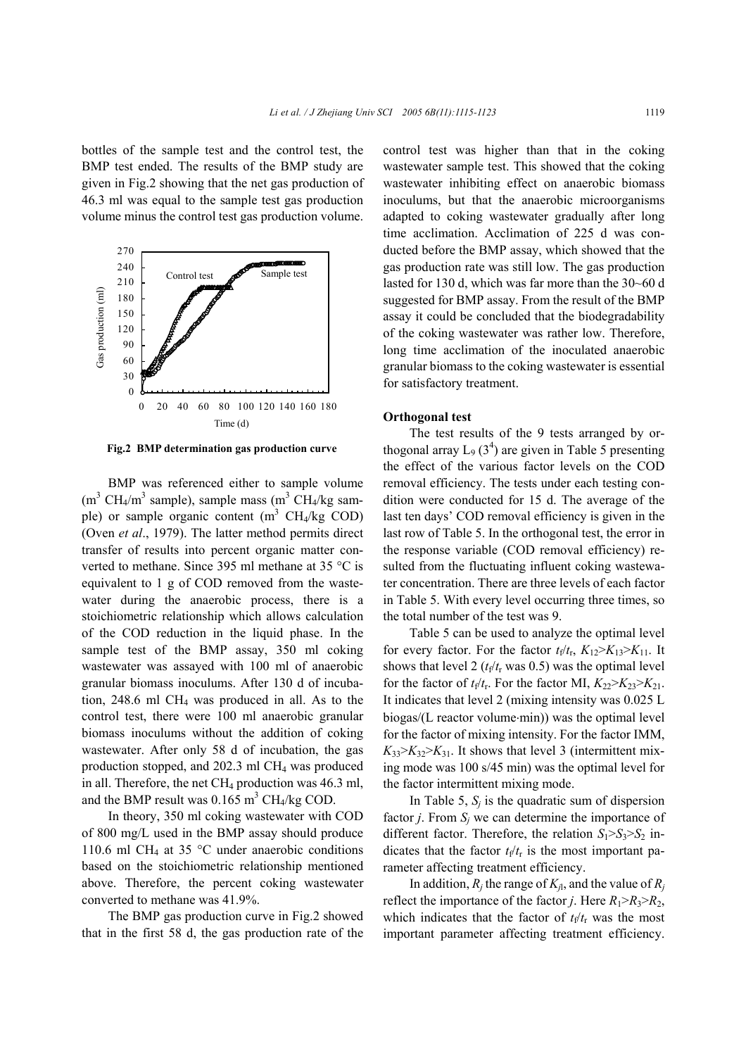bottles of the sample test and the control test, the BMP test ended. The results of the BMP study are given in Fig.2 showing that the net gas production of 46.3 ml was equal to the sample test gas production volume minus the control test gas production volume.

**Fig.2 BMP determination gas production curve**

BMP was referenced either to sample volume ($m^3$ $CH_4$/$m^3$ sample), sample mass ($m^3$ $CH_4$/kg sample) or sample organic content ($m^3$ $CH_4$/kg COD) (Oven *et al*., 1979). The latter method permits direct transfer of results into percent organic matter converted to methane. Since 395 ml methane at 35 °C is equivalent to 1 g of COD removed from the wastewater during the anaerobic process, there is a stoichiometric relationship which allows calculation of the COD reduction in the liquid phase. In the sample test of the BMP assay, 350 ml coking wastewater was assayed with 100 ml of anaerobic granular biomass inoculums. After 130 d of incubation, 248.6 ml $CH_4$ was produced in all. As to the control test, there were 100 ml anaerobic granular biomass inoculums without the addition of coking wastewater. After only 58 d of incubation, the gas production stopped, and 202.3 ml $CH_4$ was produced in all. Therefore, the net $CH_4$ production was 46.3 ml, and the BMP result was 0.165 $m^3$ $CH_4$/kg COD.

In theory, 350 ml coking wastewater with COD of 800 mg/L used in the BMP assay should produce 110.6 ml $CH_4$ at 35 °C under anaerobic conditions based on the stoichiometric relationship mentioned above. Therefore, the percent coking wastewater converted to methane was 41.9%.

The BMP gas production curve in Fig.2 showed that in the first 58 d, the gas production rate of the control test was higher than that in the coking wastewater sample test. This showed that the coking wastewater inhibiting effect on anaerobic biomass inoculums, but that the anaerobic microorganisms adapted to coking wastewater gradually after long time acclimation. Acclimation of 225 d was conducted before the BMP assay, which showed that the gas production rate was still low. The gas production lasted for 130 d, which was far more than the 30~60 d suggested for BMP assay. From the result of the BMP assay it could be concluded that the biodegradability of the coking wastewater was rather low. Therefore, long time acclimation of the inoculated anaerobic granular biomass to the coking wastewater is essential for satisfactory treatment.

### Orthogonal test

The test results of the 9 tests arranged by orthogonal array $L_9$ ($3^4$) are given in Table 5 presenting the effect of the various factor levels on the COD removal efficiency. The tests under each testing condition were conducted for 15 d. The average of the last ten days' COD removal efficiency is given in the last row of Table 5. In the orthogonal test, the error in the response variable (COD removal efficiency) resulted from the fluctuating influent coking wastewater concentration. There are three levels of each factor in Table 5. With every level occurring three times, so the total number of the test was 9.

Table 5 can be used to analyze the optimal level for every factor. For the factor $t_f/t_r$, $K_{12}>K_{13}>K_{11}$. It shows that level 2 ($t_f/t_r$ was 0.5) was the optimal level for the factor of $t_f/t_r$. For the factor MI, $K_{22}>K_{23}>K_{21}$. It indicates that level 2 (mixing intensity was 0.025 L biogas/(L reactor volume·min)) was the optimal level for the factor of mixing intensity. For the factor IMM, $K_{33}>K_{32}>K_{31}$. It shows that level 3 (intermittent mixing mode was 100 s/45 min) was the optimal level for the factor intermittent mixing mode.

In Table 5, $S_j$ is the quadratic sum of dispersion factor $j$. From $S_j$ we can determine the importance of different factor. Therefore, the relation $S_1>S_3>S_2$ indicates that the factor $t_f/t_r$ is the most important parameter affecting treatment efficiency.

In addition, $R_j$ the range of $K_{jl}$, and the value of $R_j$ reflect the importance of the factor $j$. Here $R_1>R_3>R_2$, which indicates that the factor of $t_f/t_r$ was the most important parameter affecting treatment efficiency.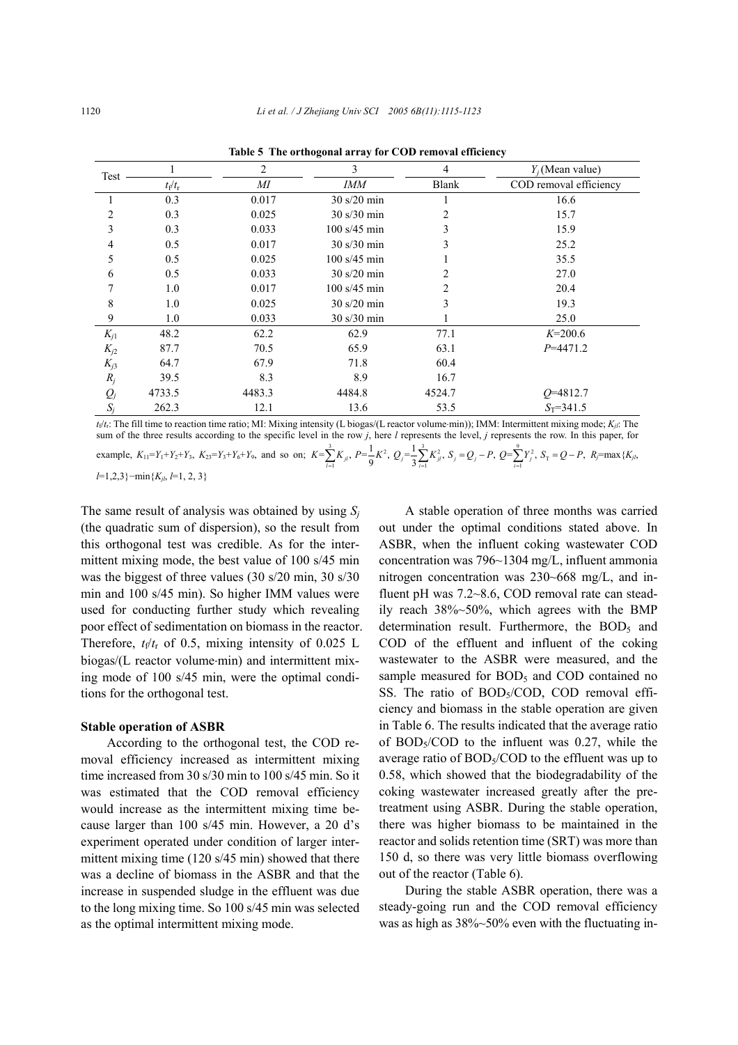**Table 5 The orthogonal array for COD removal efficiency**

| Test | 1 | 2 | 3 | 4 | $Y_j$ (Mean value) |
|---|---|---|---|---|---|
| | $t_f/t_r$ | *MI* | *IMM* | Blank | COD removal efficiency |
| 1 | 0.3 | 0.017 | 30 s/20 min | 1 | 16.6 |
| 2 | 0.3 | 0.025 | 30 s/30 min | 2 | 15.7 |
| 3 | 0.3 | 0.033 | 100 s/45 min | 3 | 15.9 |
| 4 | 0.5 | 0.017 | 30 s/30 min | 3 | 25.2 |
| 5 | 0.5 | 0.025 | 100 s/45 min | 1 | 35.5 |
| 6 | 0.5 | 0.033 | 30 s/20 min | 2 | 27.0 |
| 7 | 1.0 | 0.017 | 100 s/45 min | 2 | 20.4 |
| 8 | 1.0 | 0.025 | 30 s/20 min | 3 | 19.3 |
| 9 | 1.0 | 0.033 | 30 s/30 min | 1 | 25.0 |
| $K_{j1}$ | 48.2 | 62.2 | 62.9 | 77.1 | $K$=200.6 |
| $K_{j2}$ | 87.7 | 70.5 | 65.9 | 63.1 | $P$=4471.2 |
| $K_{j3}$ | 64.7 | 67.9 | 71.8 | 60.4 | |
| $R_j$ | 39.5 | 8.3 | 8.9 | 16.7 | |
| $Q_j$ | 4733.5 | 4483.3 | 4484.8 | 4524.7 | $Q$=4812.7 |
| $S_j$ | 262.3 | 12.1 | 13.6 | 53.5 | $S_T$=341.5 |

$t_f/t_r$: The fill time to reaction time ratio; MI: Mixing intensity (L biogas/(L reactor volume·min)); IMM: Intermittent mixing mode; $K_{jl}$: The sum of the three results according to the specific level in the row $j$, here $l$ represents the level, $j$ represents the row. In this paper, for example, $K_{11}=Y_1+Y_2+Y_3$, $K_{23}=Y_3+Y_6+Y_9$, and so on; $K=\sum_{l=1}^{3}K_{jl}$, $P=\frac{1}{9}K^2$, $Q_j=\frac{1}{3}\sum_{l=1}^{3}K_{jl}^2$, $S_j=Q_j-P$, $Q=\sum_{i=1}^{9}Y_j^2$, $S_T=Q-P$, $R_j=\max\{K_{jl}, l=1,2,3\}-\min\{K_{jl}, l=1,2,3\}$

The same result of analysis was obtained by using $S_j$ (the quadratic sum of dispersion), so the result from this orthogonal test was credible. As for the intermittent mixing mode, the best value of 100 s/45 min was the biggest of three values (30 s/20 min, 30 s/30 min and 100 s/45 min). So higher IMM values were used for conducting further study which revealing poor effect of sedimentation on biomass in the reactor. Therefore, $t_f/t_r$ of 0.5, mixing intensity of 0.025 L biogas/(L reactor volume·min) and intermittent mixing mode of 100 s/45 min, were the optimal conditions for the orthogonal test.

**Stable operation of ASBR**

According to the orthogonal test, the COD removal efficiency increased as intermittent mixing time increased from 30 s/30 min to 100 s/45 min. So it was estimated that the COD removal efficiency would increase as the intermittent mixing time became larger than 100 s/45 min. However, a 20 d's experiment operated under condition of larger intermittent mixing time (120 s/45 min) showed that there was a decline of biomass in the ASBR and that the increase in suspended sludge in the effluent was due to the long mixing time. So 100 s/45 min was selected as the optimal intermittent mixing mode.

A stable operation of three months was carried out under the optimal conditions stated above. In ASBR, when the influent coking wastewater COD concentration was 796~1304 mg/L, influent ammonia nitrogen concentration was 230~668 mg/L, and influent pH was 7.2~8.6, COD removal rate can steadily reach 38%~50%, which agrees with the BMP determination result. Furthermore, the $BOD_5$ and COD of the effluent and influent of the coking wastewater to the ASBR were measured, and the sample measured for $BOD_5$ and COD contained no SS. The ratio of $BOD_5$/COD, COD removal efficiency and biomass in the stable operation are given in Table 6. The results indicated that the average ratio of $BOD_5$/COD to the influent was 0.27, while the average ratio of $BOD_5$/COD to the effluent was up to 0.58, which showed that the biodegradability of the coking wastewater increased greatly after the pretreatment using ASBR. During the stable operation, there was higher biomass to be maintained in the reactor and solids retention time (SRT) was more than 150 d, so there was very little biomass overflowing out of the reactor (Table 6).

During the stable ASBR operation, there was a steady-going run and the COD removal efficiency was as high as 38%~50% even with the fluctuating in-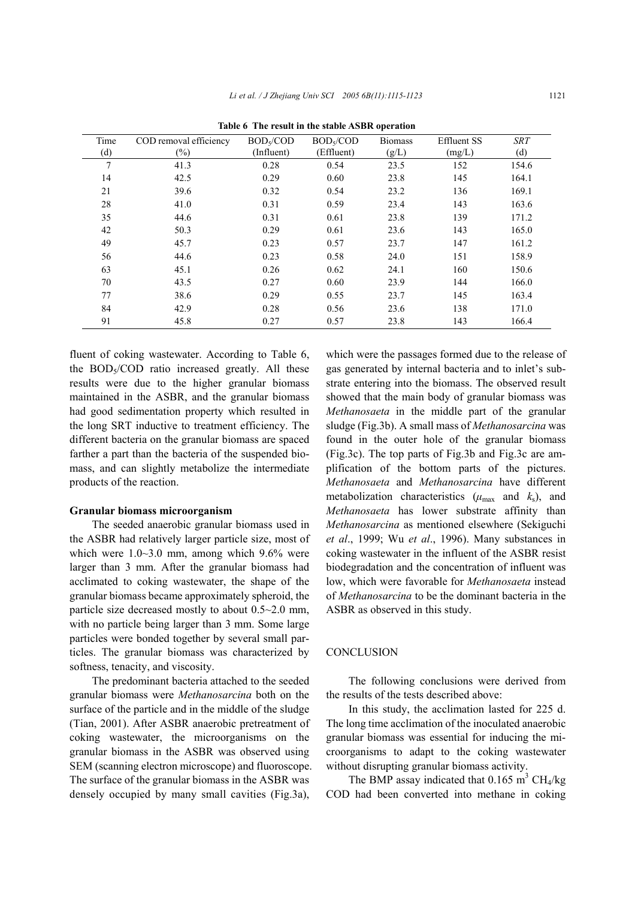**Table 6 The result in the stable ASBR operation**

| Time (d) | COD removal efficiency (%) | $BOD_5/COD$ (Influent) | $BOD_5/COD$ (Effluent) | Biomass (g/L) | Effluent SS (mg/L) | *SRT* (d) |
|---|---|---|---|---|---|---|
| 7 | 41.3 | 0.28 | 0.54 | 23.5 | 152 | 154.6 |
| 14 | 42.5 | 0.29 | 0.60 | 23.8 | 145 | 164.1 |
| 21 | 39.6 | 0.32 | 0.54 | 23.2 | 136 | 169.1 |
| 28 | 41.0 | 0.31 | 0.59 | 23.4 | 143 | 163.6 |
| 35 | 44.6 | 0.31 | 0.61 | 23.8 | 139 | 171.2 |
| 42 | 50.3 | 0.29 | 0.61 | 23.6 | 143 | 165.0 |
| 49 | 45.7 | 0.23 | 0.57 | 23.7 | 147 | 161.2 |
| 56 | 44.6 | 0.23 | 0.58 | 24.0 | 151 | 158.9 |
| 63 | 45.1 | 0.26 | 0.62 | 24.1 | 160 | 150.6 |
| 70 | 43.5 | 0.27 | 0.60 | 23.9 | 144 | 166.0 |
| 77 | 38.6 | 0.29 | 0.55 | 23.7 | 145 | 163.4 |
| 84 | 42.9 | 0.28 | 0.56 | 23.6 | 138 | 171.0 |
| 91 | 45.8 | 0.27 | 0.57 | 23.8 | 143 | 166.4 |

fluent of coking wastewater. According to Table 6, the $BOD_5/COD$ ratio increased greatly. All these results were due to the higher granular biomass maintained in the ASBR, and the granular biomass had good sedimentation property which resulted in the long SRT inductive to treatment efficiency. The different bacteria on the granular biomass are spaced farther a part than the bacteria of the suspended biomass, and can slightly metabolize the intermediate products of the reaction.

### Granular biomass microorganism

The seeded anaerobic granular biomass used in the ASBR had relatively larger particle size, most of which were 1.0~3.0 mm, among which 9.6% were larger than 3 mm. After the granular biomass had acclimated to coking wastewater, the shape of the granular biomass became approximately spheroid, the particle size decreased mostly to about 0.5~2.0 mm, with no particle being larger than 3 mm. Some large particles were bonded together by several small particles. The granular biomass was characterized by softness, tenacity, and viscosity.

The predominant bacteria attached to the seeded granular biomass were *Methanosarcina* both on the surface of the particle and in the middle of the sludge (Tian, 2001). After ASBR anaerobic pretreatment of coking wastewater, the microorganisms on the granular biomass in the ASBR was observed using SEM (scanning electron microscope) and fluoroscope. The surface of the granular biomass in the ASBR was densely occupied by many small cavities (Fig.3a), which were the passages formed due to the release of gas generated by internal bacteria and to inlet's substrate entering into the biomass. The observed result showed that the main body of granular biomass was *Methanosaeta* in the middle part of the granular sludge (Fig.3b). A small mass of *Methanosarcina* was found in the outer hole of the granular biomass (Fig.3c). The top parts of Fig.3b and Fig.3c are amplification of the bottom parts of the pictures. *Methanosaeta* and *Methanosarcina* have different metabolization characteristics ($\mu_{max}$ and $k_s$), and *Methanosaeta* has lower substrate affinity than *Methanosarcina* as mentioned elsewhere (Sekiguchi *et al*., 1999; Wu *et al*., 1996). Many substances in coking wastewater in the influent of the ASBR resist biodegradation and the concentration of influent was low, which were favorable for *Methanosaeta* instead of *Methanosarcina* to be the dominant bacteria in the ASBR as observed in this study.

## CONCLUSION

The following conclusions were derived from the results of the tests described above:

In this study, the acclimation lasted for 225 d. The long time acclimation of the inoculated anaerobic granular biomass was essential for inducing the microorganisms to adapt to the coking wastewater without disrupting granular biomass activity.

The BMP assay indicated that 0.165 $m^3$ $CH_4$/kg COD had been converted into methane in coking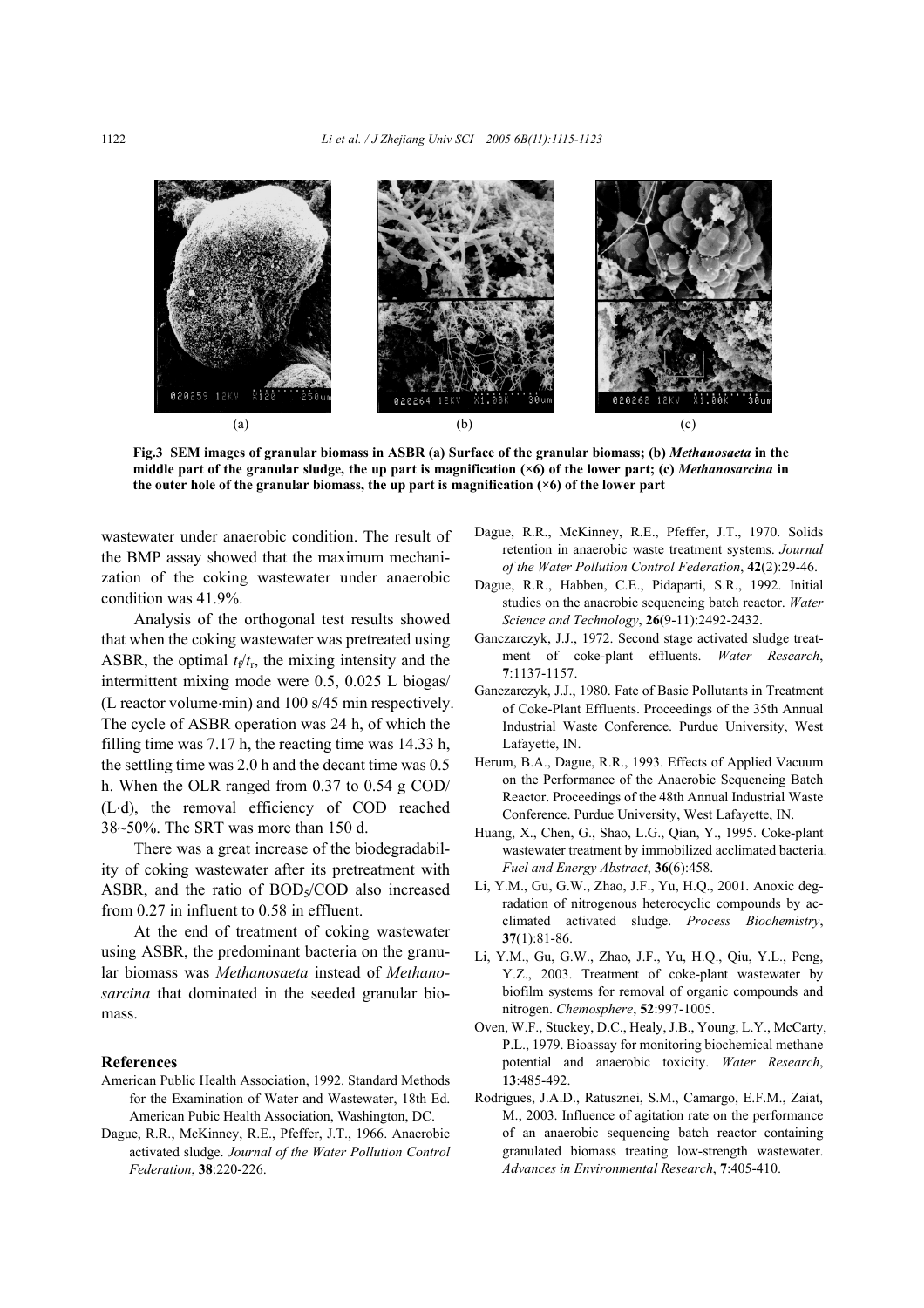Fig.3 SEM images of granular biomass in ASBR (a) Surface of the granular biomass; (b) *Methanosaeta* in the middle part of the granular sludge, the up part is magnification (×6) of the lower part; (c) *Methanosarcina* in the outer hole of the granular biomass, the up part is magnification (×6) of the lower part

wastewater under anaerobic condition. The result of the BMP assay showed that the maximum mechanization of the coking wastewater under anaerobic condition was 41.9%.

Analysis of the orthogonal test results showed that when the coking wastewater was pretreated using ASBR, the optimal $t_f/t_r$, the mixing intensity and the intermittent mixing mode were 0.5, 0.025 L biogas/(L reactor volume·min) and 100 s/45 min respectively. The cycle of ASBR operation was 24 h, of which the filling time was 7.17 h, the reacting time was 14.33 h, the settling time was 2.0 h and the decant time was 0.5 h. When the OLR ranged from 0.37 to 0.54 g COD/(L·d), the removal efficiency of COD reached 38~50%. The SRT was more than 150 d.

There was a great increase of the biodegradability of coking wastewater after its pretreatment with ASBR, and the ratio of $BOD_5$/COD also increased from 0.27 in influent to 0.58 in effluent.

At the end of treatment of coking wastewater using ASBR, the predominant bacteria on the granular biomass was *Methanosaeta* instead of *Methanosarcina* that dominated in the seeded granular biomass.

## References

American Public Health Association, 1992. Standard Methods for the Examination of Water and Wastewater, 18th Ed. American Pubic Health Association, Washington, DC.

Dague, R.R., McKinney, R.E., Pfeffer, J.T., 1966. Anaerobic activated sludge. *Journal of the Water Pollution Control Federation*, **38**:220-226.

Dague, R.R., McKinney, R.E., Pfeffer, J.T., 1970. Solids retention in anaerobic waste treatment systems. *Journal of the Water Pollution Control Federation*, **42**(2):29-46.

Dague, R.R., Habben, C.E., Pidaparti, S.R., 1992. Initial studies on the anaerobic sequencing batch reactor. *Water Science and Technology*, **26**(9-11):2492-2432.

Ganczarczyk, J.J., 1972. Second stage activated sludge treatment of coke-plant effluents. *Water Research*, **7**:1137-1157.

Ganczarczyk, J.J., 1980. Fate of Basic Pollutants in Treatment of Coke-Plant Effluents. Proceedings of the 35th Annual Industrial Waste Conference. Purdue University, West Lafayette, IN.

Herum, B.A., Dague, R.R., 1993. Effects of Applied Vacuum on the Performance of the Anaerobic Sequencing Batch Reactor. Proceedings of the 48th Annual Industrial Waste Conference. Purdue University, West Lafayette, IN.

Huang, X., Chen, G., Shao, L.G., Qian, Y., 1995. Coke-plant wastewater treatment by immobilized acclimated bacteria. *Fuel and Energy Abstract*, **36**(6):458.

Li, Y.M., Gu, G.W., Zhao, J.F., Yu, H.Q., 2001. Anoxic degradation of nitrogenous heterocyclic compounds by acclimated activated sludge. *Process Biochemistry*, **37**(1):81-86.

Li, Y.M., Gu, G.W., Zhao, J.F., Yu, H.Q., Qiu, Y.L., Peng, Y.Z., 2003. Treatment of coke-plant wastewater by biofilm systems for removal of organic compounds and nitrogen. *Chemosphere*, **52**:997-1005.

Oven, W.F., Stuckey, D.C., Healy, J.B., Young, L.Y., McCarty, P.L., 1979. Bioassay for monitoring biochemical methane potential and anaerobic toxicity. *Water Research*, **13**:485-492.

Rodrigues, J.A.D., Ratusznei, S.M., Camargo, E.F.M., Zaiat, M., 2003. Influence of agitation rate on the performance of an anaerobic sequencing batch reactor containing granulated biomass treating low-strength wastewater. *Advances in Environmental Research*, **7**:405-410.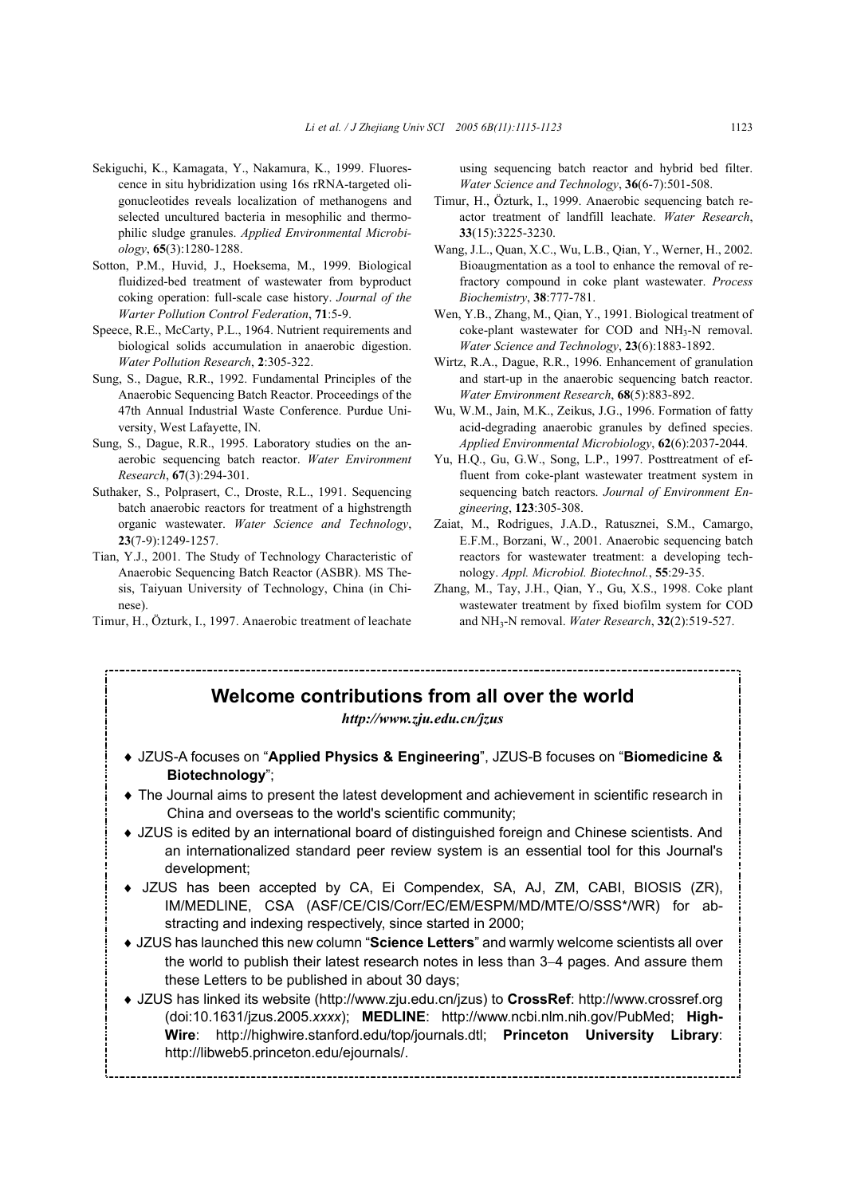Sekiguchi, K., Kamagata, Y., Nakamura, K., 1999. Fluorescence in situ hybridization using 16s rRNA-targeted oligonucleotides reveals localization of methanogens and selected uncultured bacteria in mesophilic and thermophilic sludge granules. *Applied Environmental Microbiology*, **65**(3):1280-1288.

Sotton, P.M., Huvid, J., Hoeksema, M., 1999. Biological fluidized-bed treatment of wastewater from byproduct coking operation: full-scale case history. *Journal of the Warter Pollution Control Federation*, **71**:5-9.

Speece, R.E., McCarty, P.L., 1964. Nutrient requirements and biological solids accumulation in anaerobic digestion. *Water Pollution Research*, **2**:305-322.

Sung, S., Dague, R.R., 1992. Fundamental Principles of the Anaerobic Sequencing Batch Reactor. Proceedings of the 47th Annual Industrial Waste Conference. Purdue University, West Lafayette, IN.

Sung, S., Dague, R.R., 1995. Laboratory studies on the anaerobic sequencing batch reactor. *Water Environment Research*, **67**(3):294-301.

Suthaker, S., Polprasert, C., Droste, R.L., 1991. Sequencing batch anaerobic reactors for treatment of a highstrength organic wastewater. *Water Science and Technology*, **23**(7-9):1249-1257.

Tian, Y.J., 2001. The Study of Technology Characteristic of Anaerobic Sequencing Batch Reactor (ASBR). MS Thesis, Taiyuan University of Technology, China (in Chinese).

Timur, H., Özturk, I., 1997. Anaerobic treatment of leachate using sequencing batch reactor and hybrid bed filter. *Water Science and Technology*, **36**(6-7):501-508.

Timur, H., Özturk, I., 1999. Anaerobic sequencing batch reactor treatment of landfill leachate. *Water Research*, **33**(15):3225-3230.

Wang, J.L., Quan, X.C., Wu, L.B., Qian, Y., Werner, H., 2002. Bioaugmentation as a tool to enhance the removal of refractory compound in coke plant wastewater. *Process Biochemistry*, **38**:777-781.

Wen, Y.B., Zhang, M., Qian, Y., 1991. Biological treatment of coke-plant wastewater for COD and $NH_3$-N removal. *Water Science and Technology*, **23**(6):1883-1892.

Wirtz, R.A., Dague, R.R., 1996. Enhancement of granulation and start-up in the anaerobic sequencing batch reactor. *Water Environment Research*, **68**(5):883-892.

Wu, W.M., Jain, M.K., Zeikus, J.G., 1996. Formation of fatty acid-degrading anaerobic granules by defined species. *Applied Environmental Microbiology*, **62**(6):2037-2044.

Yu, H.Q., Gu, G.W., Song, L.P., 1997. Posttreatment of effluent from coke-plant wastewater treatment system in sequencing batch reactors. *Journal of Environment Engineering*, **123**:305-308.

Zaiat, M., Rodrigues, J.A.D., Ratusznei, S.M., Camargo, E.F.M., Borzani, W., 2001. Anaerobic sequencing batch reactors for wastewater treatment: a developing technology. *Appl. Microbiol. Biotechnol.*, **55**:29-35.

Zhang, M., Tay, J.H., Qian, Y., Gu, X.S., 1998. Coke plant wastewater treatment by fixed biofilm system for COD and $NH_3$-N removal. *Water Research*, **32**(2):519-527.

## Welcome contributions from all over the world

***http://www.zju.edu.cn/jzus***

- JZUS-A focuses on "**Applied Physics & Engineering**", JZUS-B focuses on "**Biomedicine & Biotechnology**";
- The Journal aims to present the latest development and achievement in scientific research in China and overseas to the world's scientific community;
- JZUS is edited by an international board of distinguished foreign and Chinese scientists. And an internationalized standard peer review system is an essential tool for this Journal's development;
- JZUS has been accepted by CA, Ei Compendex, SA, AJ, ZM, CABI, BIOSIS (ZR), IM/MEDLINE, CSA (ASF/CE/CIS/Corr/EC/EM/ESPM/MD/MTE/O/SSS*/WR) for abstracting and indexing respectively, since started in 2000;
- JZUS has launched this new column "**Science Letters**" and warmly welcome scientists all over the world to publish their latest research notes in less than 3–4 pages. And assure them these Letters to be published in about 30 days;
- JZUS has linked its website (http://www.zju.edu.cn/jzus) to **CrossRef**: http://www.crossref.org (doi:10.1631/jzus.2005.*xxxx*); **MEDLINE**: http://www.ncbi.nlm.nih.gov/PubMed; **High-Wire**: http://highwire.stanford.edu/top/journals.dtl; **Princeton University Library**: http://libweb5.princeton.edu/ejournals/.